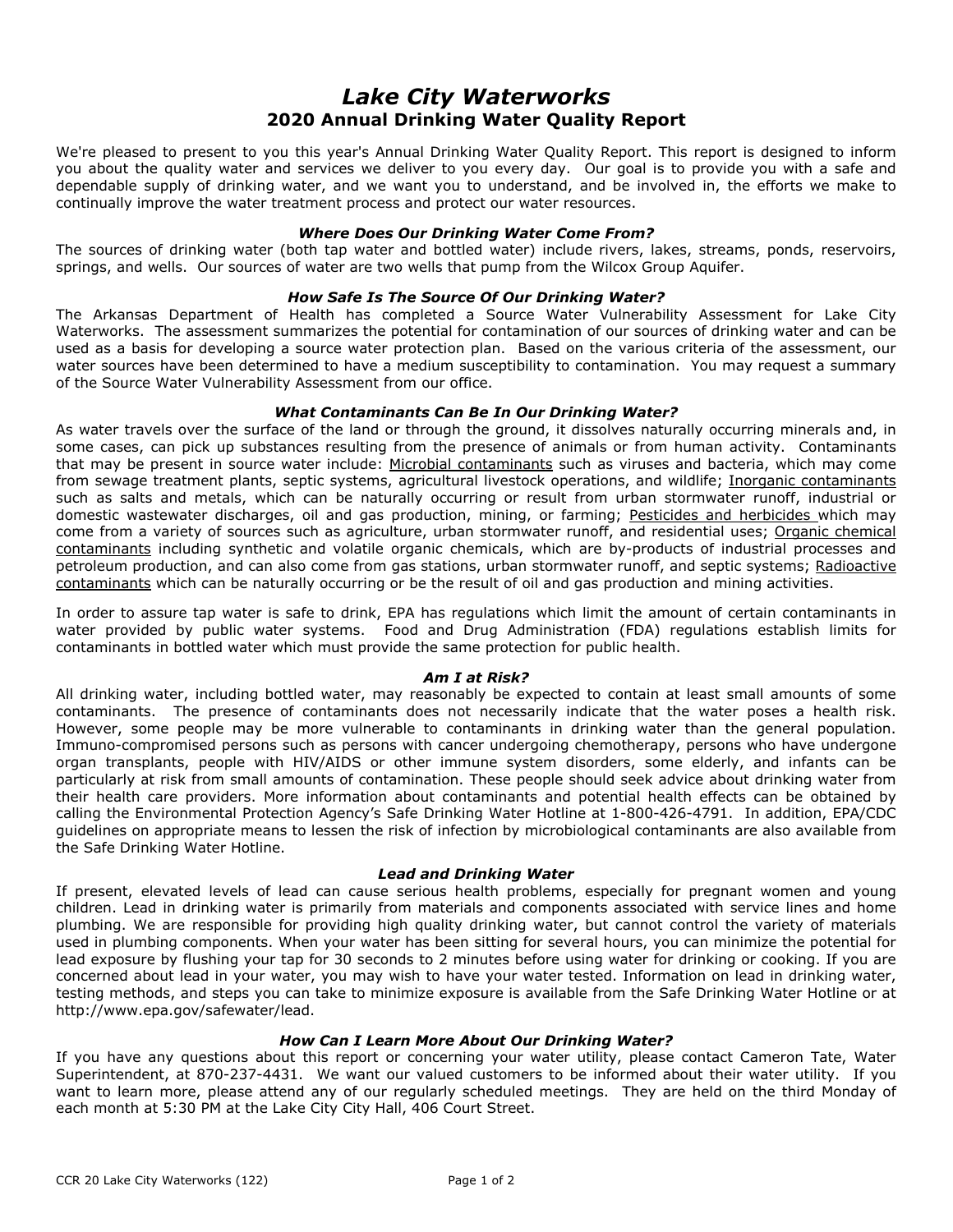# *Lake City Waterworks*

## 2020 Annual Drinking Water Quality Report

We're pleased to present to you this year's Annual Drinking Water Quality Report. This report is designed to inform you about the quality water and services we deliver to you every day. Our goal is to provide you with a safe and dependable supply of drinking water, and we want you to understand, and be involved in, the efforts we make to continually improve the water treatment process and protect our water resources.

### *Where Does Our Drinking Water Come From?*

The sources of drinking water (both tap water and bottled water) include rivers, lakes, streams, ponds, reservoirs, springs, and wells. Our sources of water are two wells that pump from the Wilcox Group Aquifer.

### *How Safe Is The Source Of Our Drinking Water?*

The Arkansas Department of Health has completed a Source Water Vulnerability Assessment for Lake City Waterworks. The assessment summarizes the potential for contamination of our sources of drinking water and can be used as a basis for developing a source water protection plan. Based on the various criteria of the assessment, our water sources have been determined to have a medium susceptibility to contamination. You may request a summary of the Source Water Vulnerability Assessment from our office.

### *What Contaminants Can Be In Our Drinking Water?*

As water travels over the surface of the land or through the ground, it dissolves naturally occurring minerals and, in some cases, can pick up substances resulting from the presence of animals or from human activity. Contaminants that may be present in source water include: Microbial contaminants such as viruses and bacteria, which may come from sewage treatment plants, septic systems, agricultural livestock operations, and wildlife; Inorganic contaminants such as salts and metals, which can be naturally occurring or result from urban stormwater runoff, industrial or domestic wastewater discharges, oil and gas production, mining, or farming; Pesticides and herbicides which may come from a variety of sources such as agriculture, urban stormwater runoff, and residential uses; Organic chemical contaminants including synthetic and volatile organic chemicals, which are by-products of industrial processes and petroleum production, and can also come from gas stations, urban stormwater runoff, and septic systems; Radioactive contaminants which can be naturally occurring or be the result of oil and gas production and mining activities.

In order to assure tap water is safe to drink, EPA has regulations which limit the amount of certain contaminants in water provided by public water systems. Food and Drug Administration (FDA) regulations establish limits for contaminants in bottled water which must provide the same protection for public health.

### *Am I at Risk?*

All drinking water, including bottled water, may reasonably be expected to contain at least small amounts of some contaminants. The presence of contaminants does not necessarily indicate that the water poses a health risk. However, some people may be more vulnerable to contaminants in drinking water than the general population. Immuno-compromised persons such as persons with cancer undergoing chemotherapy, persons who have undergone organ transplants, people with HIV/AIDS or other immune system disorders, some elderly, and infants can be particularly at risk from small amounts of contamination. These people should seek advice about drinking water from their health care providers. More information about contaminants and potential health effects can be obtained by calling the Environmental Protection Agency's Safe Drinking Water Hotline at 1-800-426-4791. In addition, EPA/CDC guidelines on appropriate means to lessen the risk of infection by microbiological contaminants are also available from the Safe Drinking Water Hotline.

### *Lead and Drinking Water*

If present, elevated levels of lead can cause serious health problems, especially for pregnant women and young children. Lead in drinking water is primarily from materials and components associated with service lines and home plumbing. We are responsible for providing high quality drinking water, but cannot control the variety of materials used in plumbing components. When your water has been sitting for several hours, you can minimize the potential for lead exposure by flushing your tap for 30 seconds to 2 minutes before using water for drinking or cooking. If you are concerned about lead in your water, you may wish to have your water tested. Information on lead in drinking water, testing methods, and steps you can take to minimize exposure is available from the Safe Drinking Water Hotline or at http://www.epa.gov/safewater/lead.

### *How Can I Learn More About Our Drinking Water?*

If you have any questions about this report or concerning your water utility, please contact Cameron Tate, Water Superintendent, at 870-237-4431. We want our valued customers to be informed about their water utility. If you want to learn more, please attend any of our regularly scheduled meetings. They are held on the third Monday of each month at 5:30 PM at the Lake City City Hall, 406 Court Street.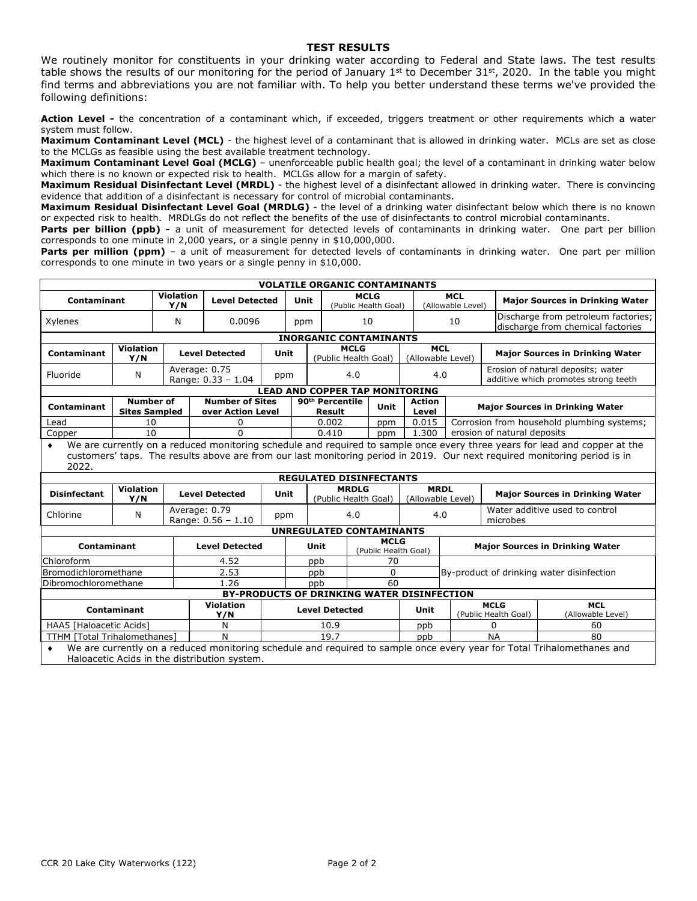# TEST RESULTS

We routinely monitor for constituents in your drinking water according to Federal and State laws. The test results table shows the results of our monitoring for the period of January 1st to December 31st, 2020. In the table you might find terms and abbreviations you are not familiar with. To help you better understand these terms we've provided the following definitions:

**Action Level -** the concentration of a contaminant which, if exceeded, triggers treatment or other requirements which a water system must follow.

**Maximum Contaminant Level (MCL)** - the highest level of a contaminant that is allowed in drinking water. MCLs are set as close to the MCLGs as feasible using the best available treatment technology.

**Maximum Contaminant Level Goal (MCLG)** – unenforceable public health goal; the level of a contaminant in drinking water below which there is no known or expected risk to health. MCLGs allow for a margin of safety.

**Maximum Residual Disinfectant Level (MRDL)** - the highest level of a disinfectant allowed in drinking water. There is convincing evidence that addition of a disinfectant is necessary for control of microbial contaminants.

**Maximum Residual Disinfectant Level Goal (MRDLG)** - the level of a drinking water disinfectant below which there is no known or expected risk to health. MRDLGs do not reflect the benefits of the use of disinfectants to control microbial contaminants.

**Parts per billion (ppb) -** a unit of measurement for detected levels of contaminants in drinking water. One part per billion corresponds to one minute in 2,000 years, or a single penny in $10,000,000.

**Parts per million (ppm)** – a unit of measurement for detected levels of contaminants in drinking water. One part per million corresponds to one minute in two years or a single penny in $10,000.

**VOLATILE ORGANIC CONTAMINANTS**

| Contaminant | Violation Y/N | Level Detected | Unit | MCLG (Public Health Goal) | MCL (Allowable Level) | Major Sources in Drinking Water |
|---|---|---|---|---|---|---|
| Xylenes | N | 0.0096 | ppm | 10 | 10 | Discharge from petroleum factories; discharge from chemical factories |

**INORGANIC CONTAMINANTS**

| Contaminant | Violation Y/N | Level Detected | Unit | MCLG (Public Health Goal) | MCL (Allowable Level) | Major Sources in Drinking Water |
|---|---|---|---|---|---|---|
| Fluoride | N | Average: 0.75<br>Range: 0.33 – 1.04 | ppm | 4.0 | 4.0 | Erosion of natural deposits; water additive which promotes strong teeth |

**LEAD AND COPPER TAP MONITORING**

| Contaminant | Number of Sites Sampled | Number of Sites over Action Level | 90th Percentile Result | Unit | Action Level | Major Sources in Drinking Water |
|---|---|---|---|---|---|---|
| Lead | 10 | 0 | 0.002 | ppm | 0.015 | Corrosion from household plumbing systems; erosion of natural deposits |
| Copper | 10 | 0 | 0.410 | ppm | 1.300 | |

- We are currently on a reduced monitoring schedule and required to sample once every three years for lead and copper at the customers' taps. The results above are from our last monitoring period in 2019. Our next required monitoring period is in 2022.

**REGULATED DISINFECTANTS**

| Disinfectant | Violation Y/N | Level Detected | Unit | MRDLG (Public Health Goal) | MRDL (Allowable Level) | Major Sources in Drinking Water |
|---|---|---|---|---|---|---|
| Chlorine | N | Average: 0.79<br>Range: 0.56 – 1.10 | ppm | 4.0 | 4.0 | Water additive used to control microbes |

**UNREGULATED CONTAMINANTS**

| Contaminant | Level Detected | Unit | MCLG (Public Health Goal) | Major Sources in Drinking Water |
|---|---|---|---|---|
| Chloroform | 4.52 | ppb | 70 | By-product of drinking water disinfection |
| Bromodichloromethane | 2.53 | ppb | 0 | |
| Dibromochloromethane | 1.26 | ppb | 60 | |

**BY-PRODUCTS OF DRINKING WATER DISINFECTION**

| Contaminant | Violation Y/N | Level Detected | Unit | MCLG (Public Health Goal) | MCL (Allowable Level) |
|---|---|---|---|---|---|
| HAA5 [Haloacetic Acids] | N | 10.9 | ppb | 0 | 60 |
| TTHM [Total Trihalomethanes] | N | 19.7 | ppb | NA | 80 |

- We are currently on a reduced monitoring schedule and required to sample once every year for Total Trihalomethanes and Haloacetic Acids in the distribution system.

CCR 20 Lake City Waterworks (122)